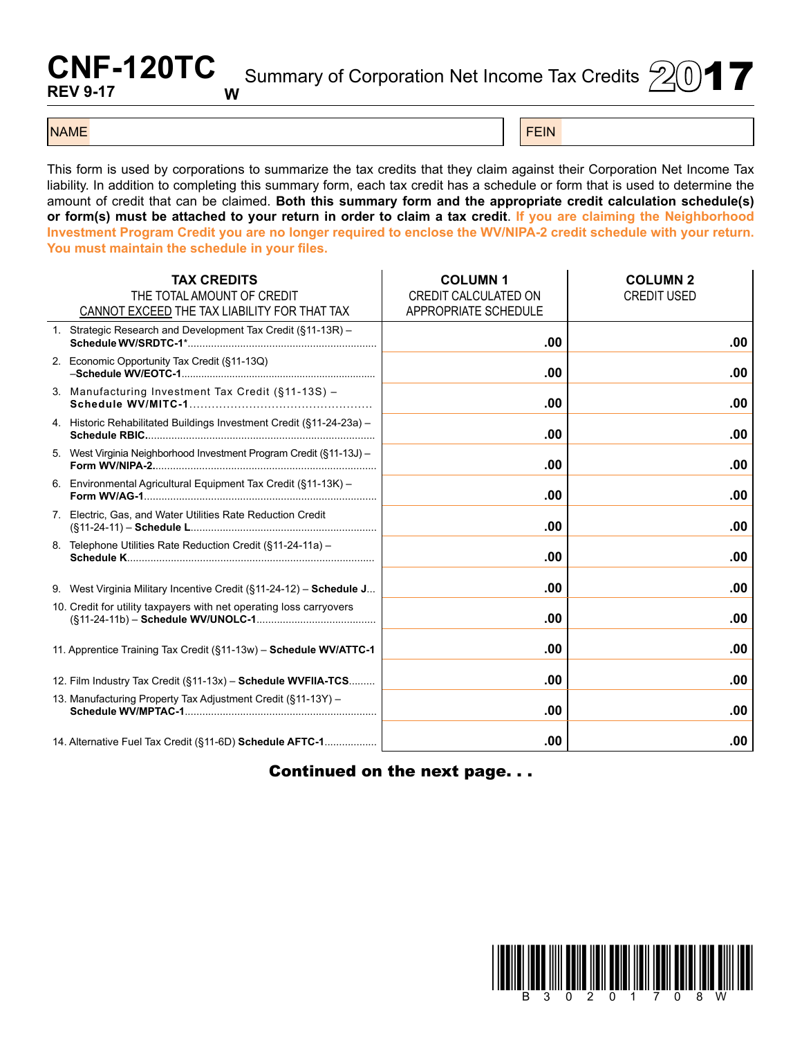# CNF-120TC

**REV 9-17** **W**

## Summary of Corporation Net Income Tax Credits 2017

| NAME | | FEIN | |
|---|---|---|---|

This form is used by corporations to summarize the tax credits that they claim against their Corporation Net Income Tax liability. In addition to completing this summary form, each tax credit has a schedule or form that is used to determine the amount of credit that can be claimed. **Both this summary form and the appropriate credit calculation schedule(s) or form(s) must be attached to your return in order to claim a tax credit**. **If you are claiming the Neighborhood Investment Program Credit you are no longer required to enclose the WV/NIPA-2 credit schedule with your return. You must maintain the schedule in your files.**

| **TAX CREDITS** THE TOTAL AMOUNT OF CREDIT CANNOT EXCEED THE TAX LIABILITY FOR THAT TAX | **COLUMN 1** CREDIT CALCULATED ON APPROPRIATE SCHEDULE | **COLUMN 2** CREDIT USED |
|---|---|---|
| 1. Strategic Research and Development Tax Credit (§11-13R) – **Schedule WV/SRDTC-1*** | .00 | .00 |
| 2. Economic Opportunity Tax Credit (§11-13Q) –**Schedule WV/EOTC-1** | .00 | .00 |
| 3. Manufacturing Investment Tax Credit (§11-13S) – **Schedule WV/MITC-1** | .00 | .00 |
| 4. Historic Rehabilitated Buildings Investment Credit (§11-24-23a) – **Schedule RBIC** | .00 | .00 |
| 5. West Virginia Neighborhood Investment Program Credit (§11-13J) – **Form WV/NIPA-2** | .00 | .00 |
| 6. Environmental Agricultural Equipment Tax Credit (§11-13K) – **Form WV/AG-1** | .00 | .00 |
| 7. Electric, Gas, and Water Utilities Rate Reduction Credit (§11-24-11) – **Schedule L** | .00 | .00 |
| 8. Telephone Utilities Rate Reduction Credit (§11-24-11a) – **Schedule K** | .00 | .00 |
| 9. West Virginia Military Incentive Credit (§11-24-12) – **Schedule J** | .00 | .00 |
| 10. Credit for utility taxpayers with net operating loss carryovers (§11-24-11b) – **Schedule WV/UNOLC-1** | .00 | .00 |
| 11. Apprentice Training Tax Credit (§11-13w) – **Schedule WV/ATTC-1** | .00 | .00 |
| 12. Film Industry Tax Credit (§11-13x) – **Schedule WVFIIA-TCS** | .00 | .00 |
| 13. Manufacturing Property Tax Adjustment Credit (§11-13Y) – **Schedule WV/MPTAC-1** | .00 | .00 |
| 14. Alternative Fuel Tax Credit (§11-6D) **Schedule AFTC-1** | .00 | .00 |

**Continued on the next page. . .**

B 3 0 2 0 1 7 0 8 W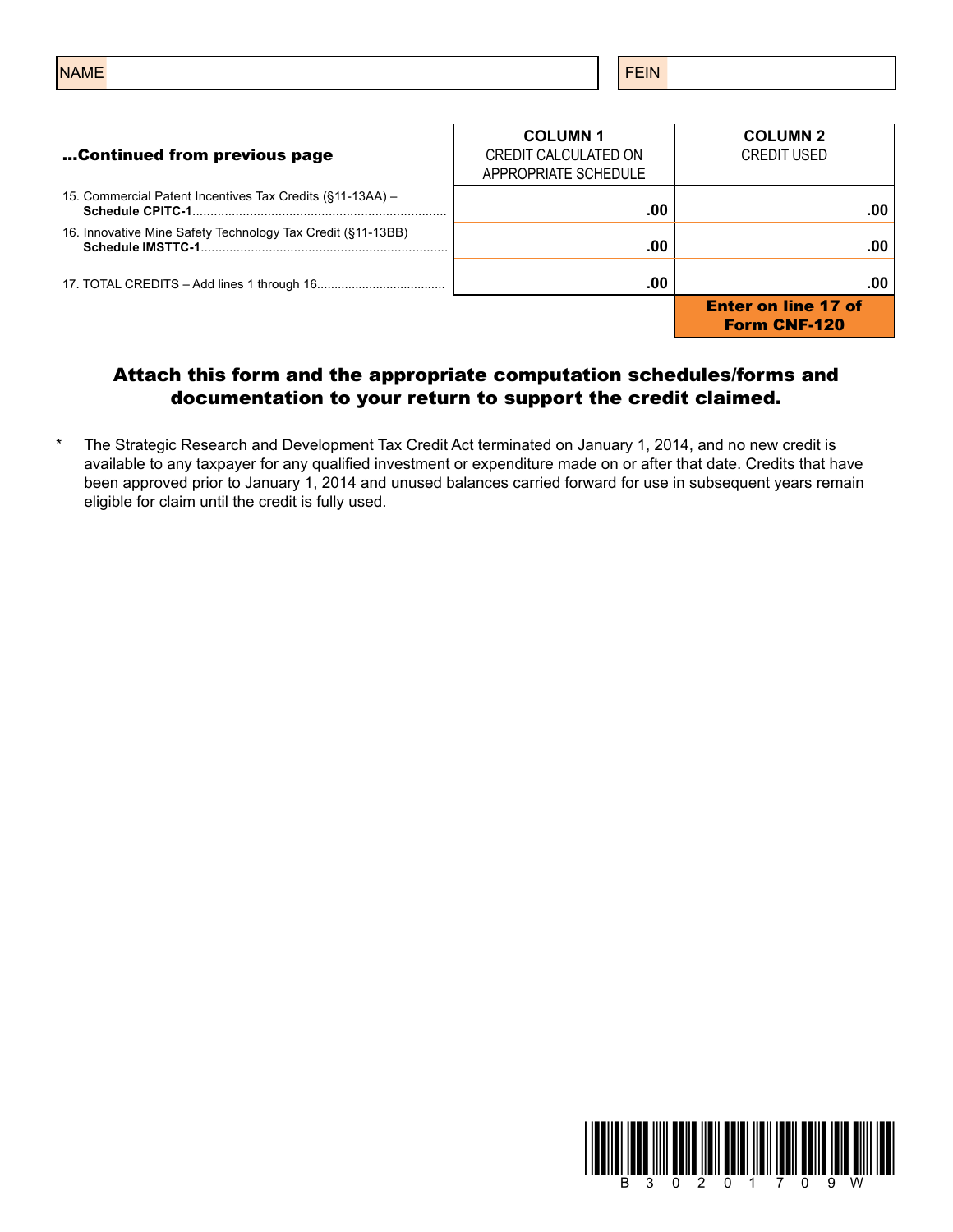| NAME | FEIN |
|---|---|
| | |

| ...Continued from previous page | COLUMN 1 CREDIT CALCULATED ON APPROPRIATE SCHEDULE | COLUMN 2 CREDIT USED |
|---|---|---|
| 15. Commercial Patent Incentives Tax Credits (§11-13AA) – **Schedule CPITC-1** | .00 | .00 |
| 16. Innovative Mine Safety Technology Tax Credit (§11-13BB) **Schedule IMSTTC-1** | .00 | .00 |
| 17. TOTAL CREDITS – Add lines 1 through 16 | .00 | .00 |
| | | **Enter on line 17 of Form CNF-120** |

**Attach this form and the appropriate computation schedules/forms and documentation to your return to support the credit claimed.**

\* The Strategic Research and Development Tax Credit Act terminated on January 1, 2014, and no new credit is available to any taxpayer for any qualified investment or expenditure made on or after that date. Credits that have been approved prior to January 1, 2014 and unused balances carried forward for use in subsequent years remain eligible for claim until the credit is fully used.

B 3 0 2 0 1 7 0 9 W